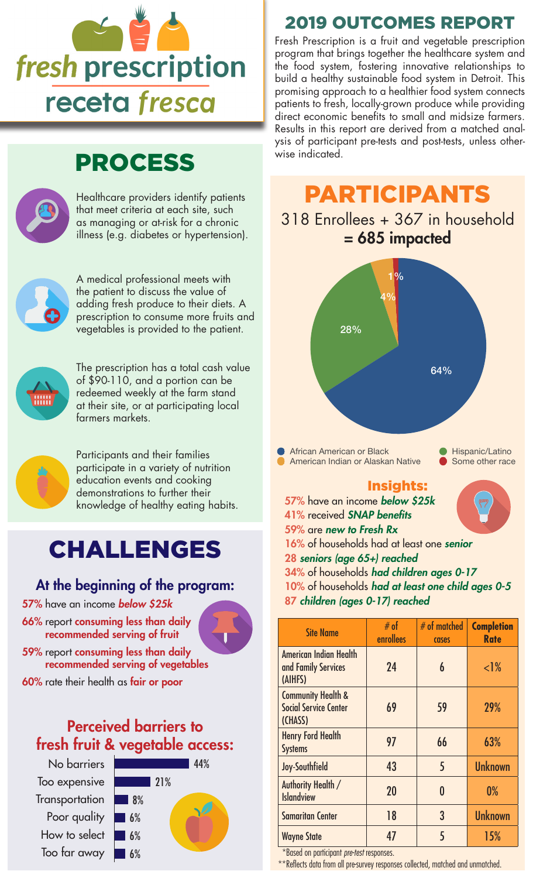# fresh prescription
# receta fresca

## 2019 OUTCOMES REPORT

Fresh Prescription is a fruit and vegetable prescription program that brings together the healthcare system and the food system, fostering innovative relationships to build a healthy sustainable food system in Detroit. This promising approach to a healthier food system connects patients to fresh, locally-grown produce while providing direct economic benefits to small and midsize farmers. Results in this report are derived from a matched analysis of participant pre-tests and post-tests, unless otherwise indicated.

## PROCESS

Healthcare providers identify patients that meet criteria at each site, such as managing or at-risk for a chronic illness (e.g. diabetes or hypertension).

A medical professional meets with the patient to discuss the value of adding fresh produce to their diets. A prescription to consume more fruits and vegetables is provided to the patient.

The prescription has a total cash value of $90-110, and a portion can be redeemed weekly at the farm stand at their site, or at participating local farmers markets.

Participants and their families participate in a variety of nutrition education events and cooking demonstrations to further their knowledge of healthy eating habits.

## PARTICIPANTS

318 Enrollees + 367 in household
**= 685 impacted**

- African American or Black: 64%
- Hispanic/Latino: 28%
- American Indian or Alaskan Native: 4%
- Some other race: 1%

### Insights:

- 57% have an income ***below $25k***
- 41% received ***SNAP benefits***
- 59% are ***new to Fresh Rx***
- 16% of households had at least one ***senior***
- 28 ***seniors (age 65+) reached***
- 34% of households ***had children ages 0-17***
- 10% of households ***had at least one child ages 0-5***
- 87 ***children (ages 0-17) reached***

| Site Name | # of enrollees | # of matched cases | **Completion Rate** |
|---|---|---|---|
| American Indian Health and Family Services (AIHFS) | 24 | 6 | <1% |
| Community Health & Social Service Center (CHASS) | 69 | 59 | 29% |
| Henry Ford Health Systems | 97 | 66 | 63% |
| Joy-Southfield | 43 | 5 | Unknown |
| Authority Health / Islandview | 20 | 0 | 0% |
| Samaritan Center | 18 | 3 | Unknown |
| Wayne State | 47 | 5 | 15% |

## CHALLENGES

### At the beginning of the program:

- 57% have an income ***below $25k***
- 66% report **consuming less than daily recommended serving of fruit**
- 59% report **consuming less than daily recommended serving of vegetables**
- 60% rate their health as **fair or poor**

### Perceived barriers to fresh fruit & vegetable access:

| Barrier | % |
|---|---|
| No barriers | 44% |
| Too expensive | 21% |
| Transportation | 8% |
| Poor quality | 6% |
| How to select | 6% |
| Too far away | 6% |

*Based on participant *pre-test* responses.

**Reflects data from all pre-survey responses collected, matched and unmatched.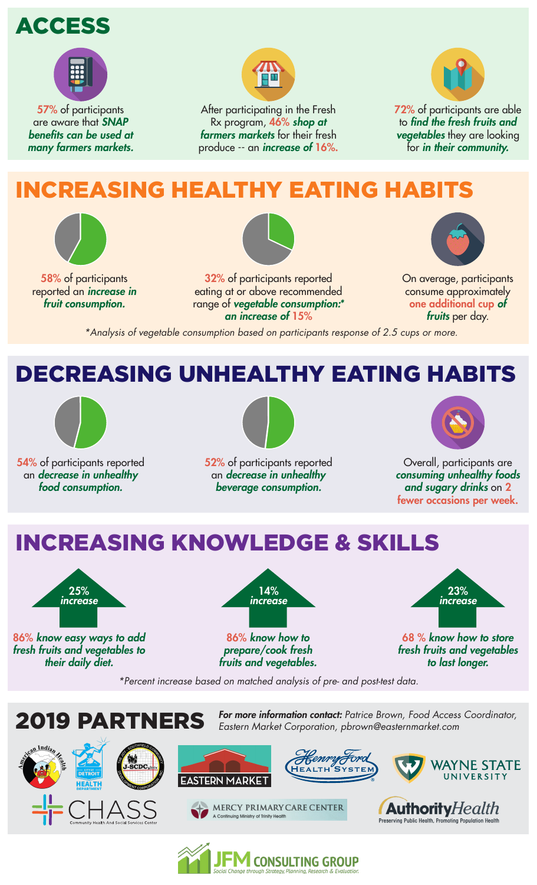# ACCESS

57% of participants are aware that ***SNAP benefits can be used at many farmers markets.***

After participating in the Fresh Rx program, 46% ***shop at farmers markets*** for their fresh produce -- an ***increase of 16%.***

72% of participants are able to ***find the fresh fruits and vegetables*** they are looking for ***in their community.***

# INCREASING HEALTHY EATING HABITS

58% of participants reported an ***increase in fruit consumption.***

32% of participants reported eating at or above recommended range of ***vegetable consumption:**** ***an increase of 15%***

On average, participants consume approximately ***one additional cup of fruits*** per day.

**Analysis of vegetable consumption based on participants response of 2.5 cups or more.*

# DECREASING UNHEALTHY EATING HABITS

54% of participants reported an ***decrease in unhealthy food consumption.***

52% of participants reported an ***decrease in unhealthy beverage consumption.***

Overall, participants are ***consuming unhealthy foods and sugary drinks*** on **2 fewer occasions per week.**

# INCREASING KNOWLEDGE & SKILLS

**25% increase**

***86% know easy ways to add fresh fruits and vegetables to their daily diet.***

**14% increase**

***86% know how to prepare/cook fresh fruits and vegetables.***

**23% increase**

***68 % know how to store fresh fruits and vegetables to last longer.***

**Percent increase based on matched analysis of pre- and post-test data.*

# 2019 PARTNERS

***For more information contact:*** *Patrice Brown, Food Access Coordinator, Eastern Market Corporation, pbrown@easternmarket.com*

American Indian Health

City of Detroit Health Department

The Joy-Southfield Community Development Corporation, Inc. (J-SCDC)

Eastern Market

Henry Ford Health System

Wayne State University

CHASS Community Health And Social Services Center

Mercy Primary Care Center – A Continuing Ministry of Trinity Health

AuthorityHealth – Preserving Public Health, Promoting Population Health

JFM Consulting Group – Social Change through Strategy, Planning, Research & Evaluation